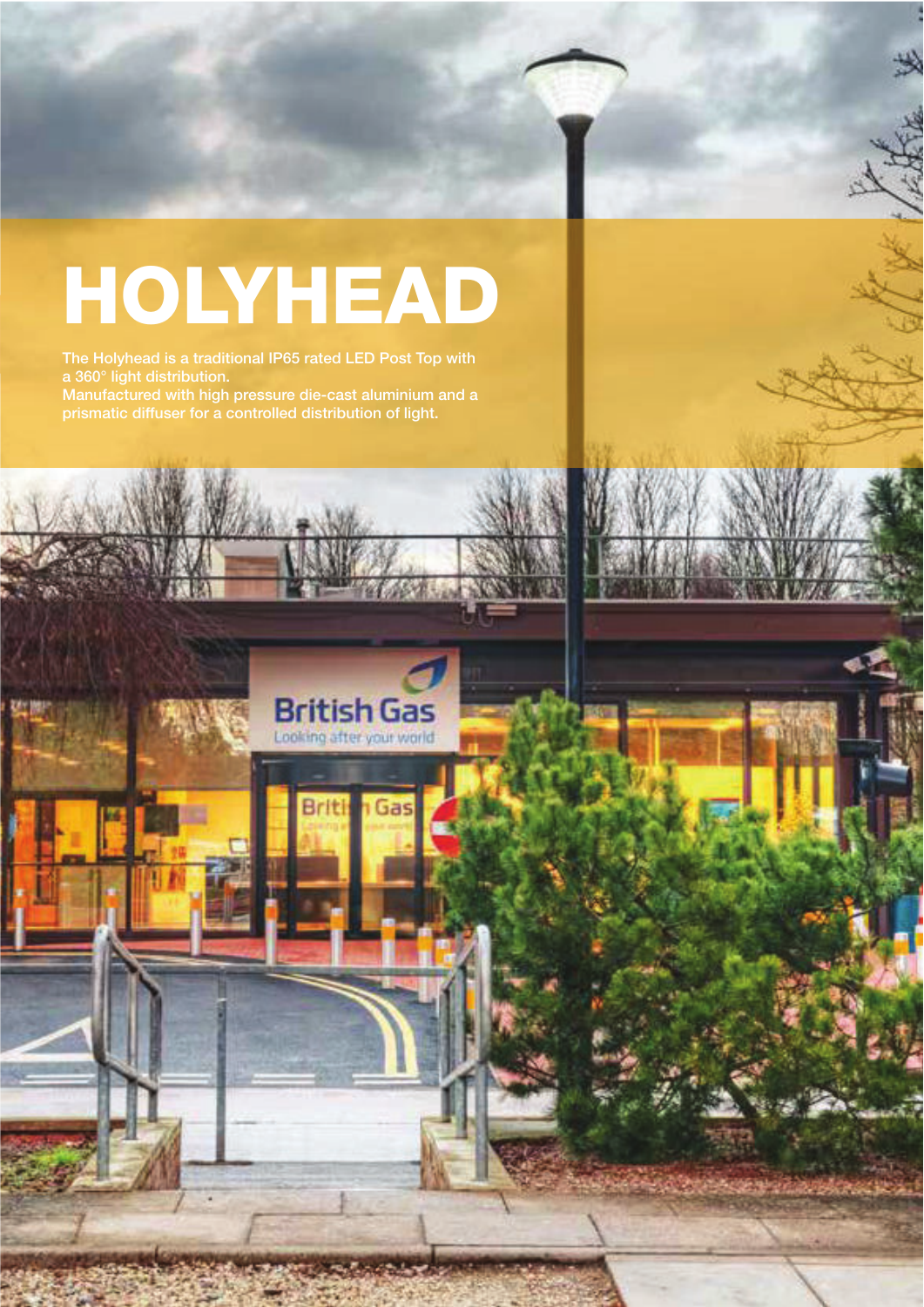# HOLYHEAD

The Holyhead is a traditional IP65 rated LED Post Top with a 360° light distribution.
Manufactured with high pressure die-cast aluminium and a prismatic diffuser for a controlled distribution of light.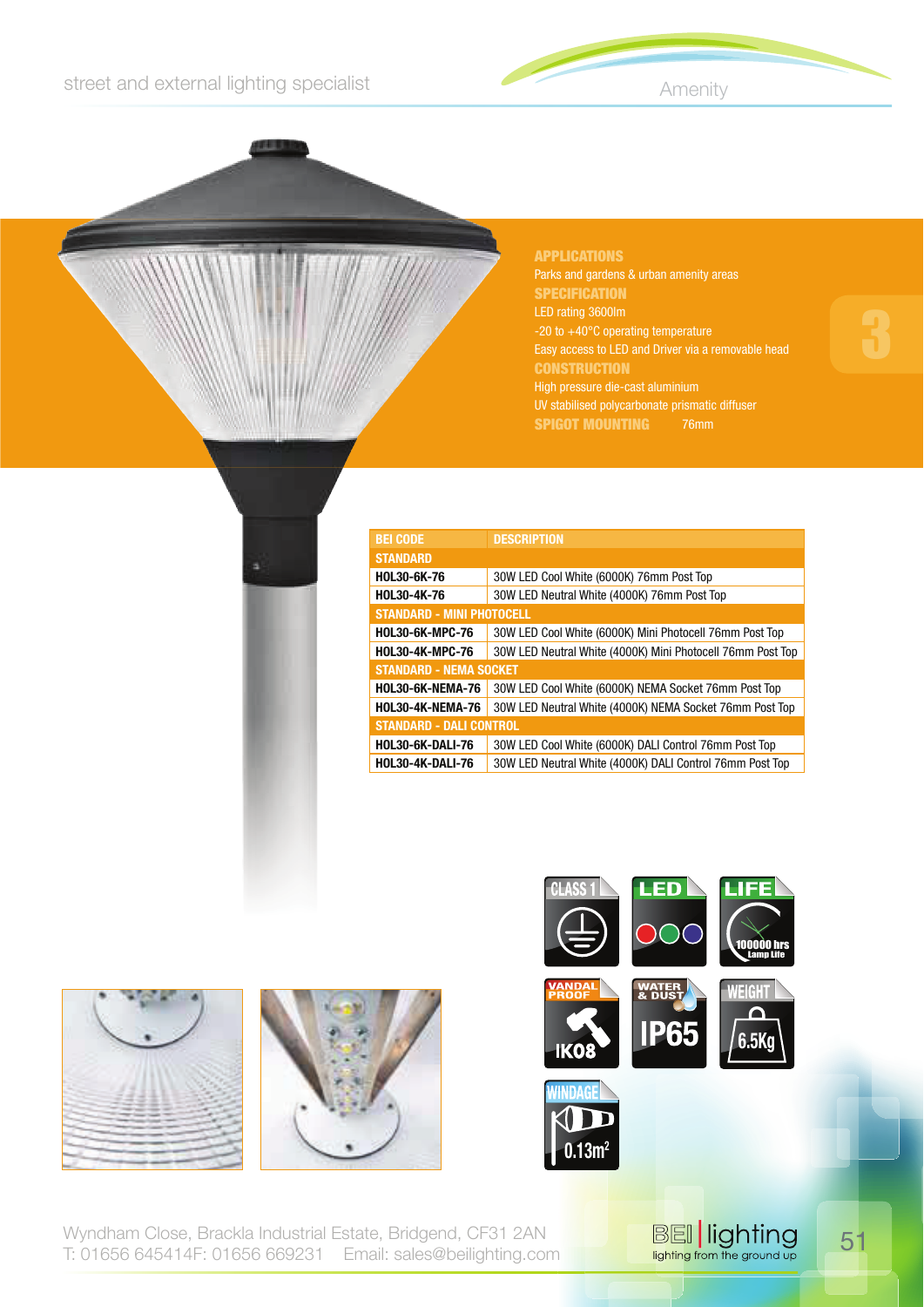## APPLICATIONS

Parks and gardens & urban amenity areas

## SPECIFICATION

LED rating 3600lm

-20 to +40°C operating temperature

Easy access to LED and Driver via a removable head

## CONSTRUCTION

High pressure die-cast aluminium

UV stabilised polycarbonate prismatic diffuser

## SPIGOT MOUNTING

76mm

| BEI CODE | DESCRIPTION |
|---|---|
| **STANDARD** | |
| **HOL30-6K-76** | 30W LED Cool White (6000K) 76mm Post Top |
| **HOL30-4K-76** | 30W LED Neutral White (4000K) 76mm Post Top |
| **STANDARD - MINI PHOTOCELL** | |
| **HOL30-6K-MPC-76** | 30W LED Cool White (6000K) Mini Photocell 76mm Post Top |
| **HOL30-4K-MPC-76** | 30W LED Neutral White (4000K) Mini Photocell 76mm Post Top |
| **STANDARD - NEMA SOCKET** | |
| **HOL30-6K-NEMA-76** | 30W LED Cool White (6000K) NEMA Socket 76mm Post Top |
| **HOL30-4K-NEMA-76** | 30W LED Neutral White (4000K) NEMA Socket 76mm Post Top |
| **STANDARD - DALI CONTROL** | |
| **HOL30-6K-DALI-76** | 30W LED Cool White (6000K) DALI Control 76mm Post Top |
| **HOL30-4K-DALI-76** | 30W LED Neutral White (4000K) DALI Control 76mm Post Top |

CLASS 1

LED

LIFE 100000 hrs Lamp Life

VANDAL PROOF IK08

WATER & DUST IP65

WEIGHT 6.5Kg

WINDAGE $0.13m^2$

Wyndham Close, Brackla Industrial Estate, Bridgend, CF31 2AN
T: 01656 645414F: 01656 669231 Email: sales@beilighting.com

BEI lighting — lighting from the ground up